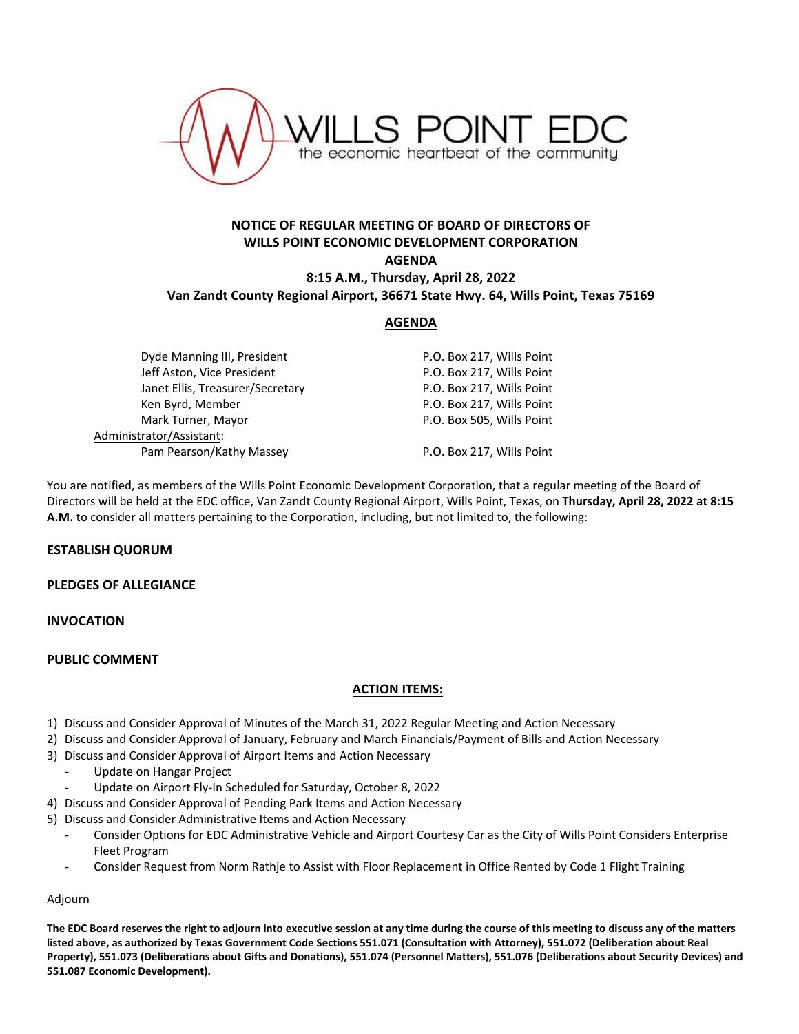WILLS POINT EDC
the economic heartbeat of the community

**NOTICE OF REGULAR MEETING OF BOARD OF DIRECTORS OF**
**WILLS POINT ECONOMIC DEVELOPMENT CORPORATION**
**AGENDA**
**8:15 A.M., Thursday, April 28, 2022**
**Van Zandt County Regional Airport, 36671 State Hwy. 64, Wills Point, Texas 75169**

## AGENDA

| | |
|---|---|
| Dyde Manning III, President | P.O. Box 217, Wills Point |
| Jeff Aston, Vice President | P.O. Box 217, Wills Point |
| Janet Ellis, Treasurer/Secretary | P.O. Box 217, Wills Point |
| Ken Byrd, Member | P.O. Box 217, Wills Point |
| Mark Turner, Mayor | P.O. Box 505, Wills Point |
| Administrator/Assistant: | |
| Pam Pearson/Kathy Massey | P.O. Box 217, Wills Point |

You are notified, as members of the Wills Point Economic Development Corporation, that a regular meeting of the Board of Directors will be held at the EDC office, Van Zandt County Regional Airport, Wills Point, Texas, on **Thursday, April 28, 2022 at 8:15 A.M.** to consider all matters pertaining to the Corporation, including, but not limited to, the following:

**ESTABLISH QUORUM**

**PLEDGES OF ALLEGIANCE**

**INVOCATION**

**PUBLIC COMMENT**

## ACTION ITEMS:

1) Discuss and Consider Approval of Minutes of the March 31, 2022 Regular Meeting and Action Necessary
2) Discuss and Consider Approval of January, February and March Financials/Payment of Bills and Action Necessary
3) Discuss and Consider Approval of Airport Items and Action Necessary
   - Update on Hangar Project
   - Update on Airport Fly-In Scheduled for Saturday, October 8, 2022
4) Discuss and Consider Approval of Pending Park Items and Action Necessary
5) Discuss and Consider Administrative Items and Action Necessary
   - Consider Options for EDC Administrative Vehicle and Airport Courtesy Car as the City of Wills Point Considers Enterprise Fleet Program
   - Consider Request from Norm Rathje to Assist with Floor Replacement in Office Rented by Code 1 Flight Training

Adjourn

**The EDC Board reserves the right to adjourn into executive session at any time during the course of this meeting to discuss any of the matters listed above, as authorized by Texas Government Code Sections 551.071 (Consultation with Attorney), 551.072 (Deliberation about Real Property), 551.073 (Deliberations about Gifts and Donations), 551.074 (Personnel Matters), 551.076 (Deliberations about Security Devices) and 551.087 Economic Development).**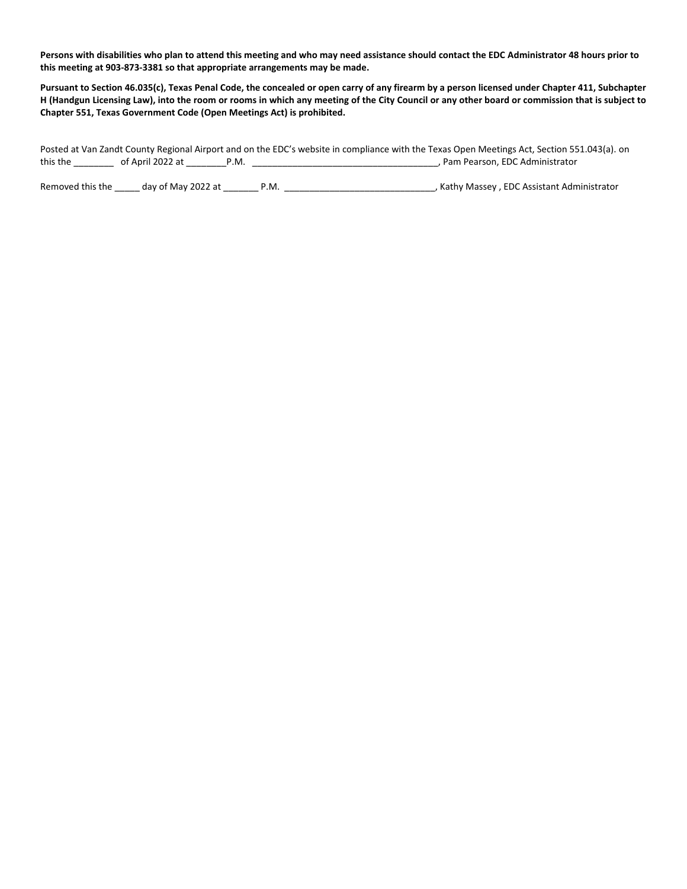**Persons with disabilities who plan to attend this meeting and who may need assistance should contact the EDC Administrator 48 hours prior to this meeting at 903-873-3381 so that appropriate arrangements may be made.**

**Pursuant to Section 46.035(c), Texas Penal Code, the concealed or open carry of any firearm by a person licensed under Chapter 411, Subchapter H (Handgun Licensing Law), into the room or rooms in which any meeting of the City Council or any other board or commission that is subject to Chapter 551, Texas Government Code (Open Meetings Act) is prohibited.**

Posted at Van Zandt County Regional Airport and on the EDC's website in compliance with the Texas Open Meetings Act, Section 551.043(a). on this the ________ of April 2022 at ________P.M. ____________________________________, Pam Pearson, EDC Administrator

Removed this the _____ day of May 2022 at _______ P.M. ______________________________, Kathy Massey , EDC Assistant Administrator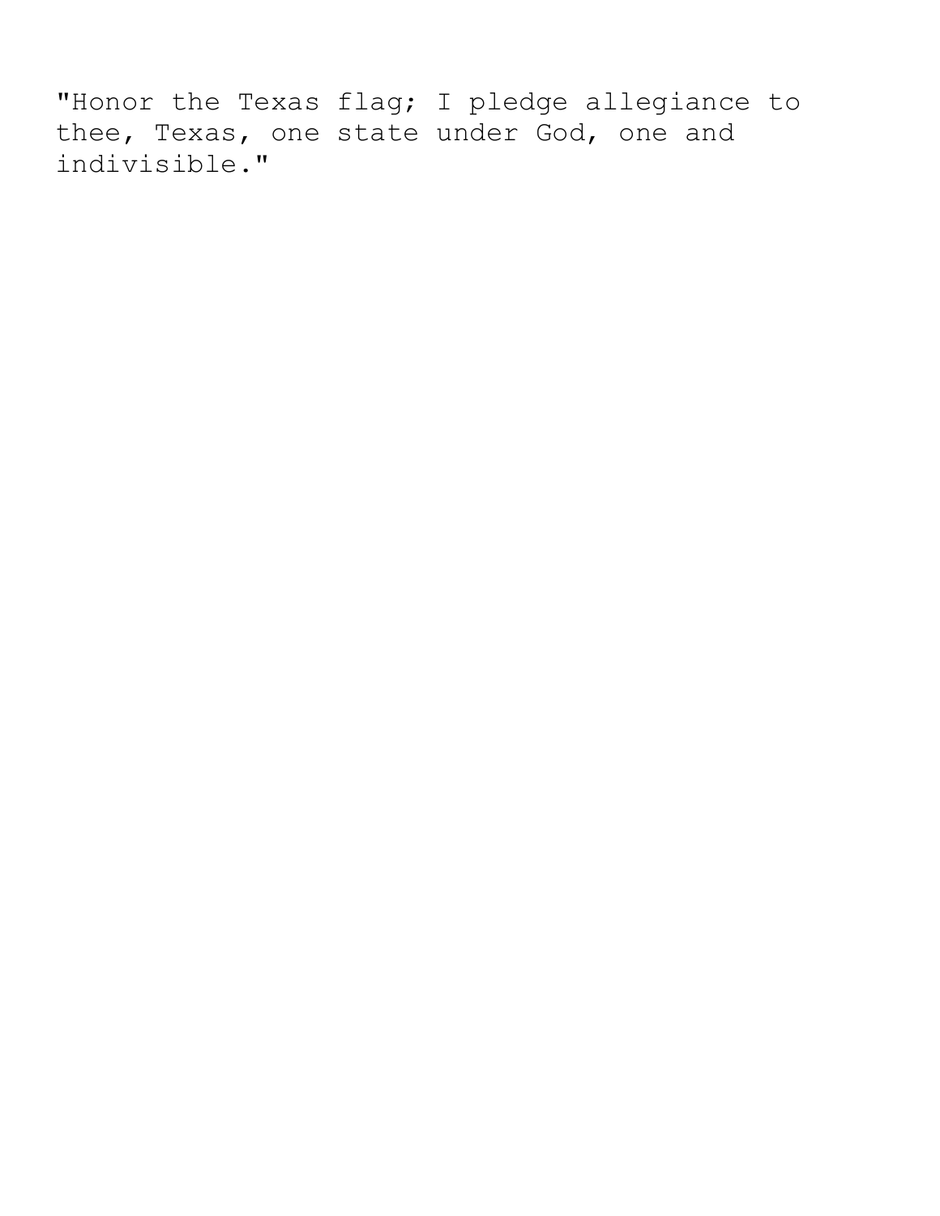"Honor the Texas flag; I pledge allegiance to thee, Texas, one state under God, one and indivisible."